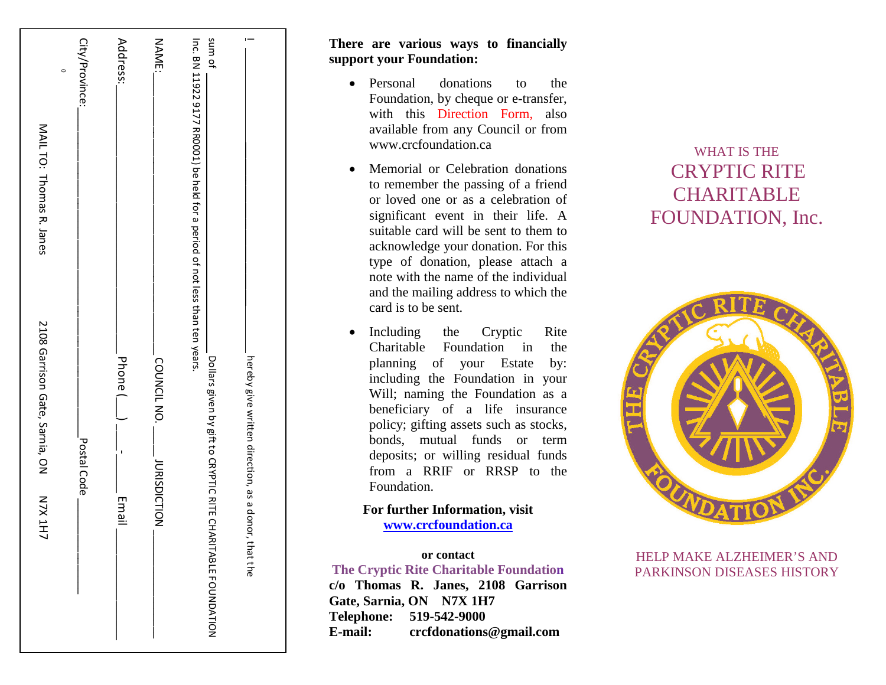I ______________________________________ hereby give written direction, as a donor, that the sum of ________ Dollars given by gift to CRYPTIC RITE CHARITABLE FOUNDATION Inc. BN 11922 9177 RR0001) be held for a period of not less than ten years.

NAME: ______________________ COUNCIL NO. ____ JURISDICTION ____________

Address: ______________________ Phone (___) ___-_____ Email ____________

City/Province: ______________________ Postal Code ________

MAIL TO: Thomas R. Janes 2108 Garrison Gate, Sarnia, ON N7X 1H7

**There are various ways to financially support your Foundation:**

- Personal donations to the Foundation, by cheque or e-transfer, with this Direction Form, also available from any Council or from www.crcfoundation.ca
- Memorial or Celebration donations to remember the passing of a friend or loved one or as a celebration of significant event in their life. A suitable card will be sent to them to acknowledge your donation. For this type of donation, please attach a note with the name of the individual and the mailing address to which the card is to be sent.
- Including the Cryptic Rite Charitable Foundation in the planning of your Estate by: including the Foundation in your Will; naming the Foundation as a beneficiary of a life insurance policy; gifting assets such as stocks, bonds, mutual funds or term deposits; or willing residual funds from a RRIF or RRSP to the Foundation.

**For further Information, visit [www.crcfoundation.ca](www.crcfoundation.ca)**

**or contact**

**The Cryptic Rite Charitable Foundation**
**c/o Thomas R. Janes, 2108 Garrison Gate, Sarnia, ON N7X 1H7**
**Telephone: 519-542-9000**
**E-mail: crcfdonations@gmail.com**

WHAT IS THE

# CRYPTIC RITE CHARITABLE FOUNDATION, Inc.

THE CRYPTIC RITE CHARITABLE FOUNDATION INC.

HELP MAKE ALZHEIMER'S AND PARKINSON DISEASES HISTORY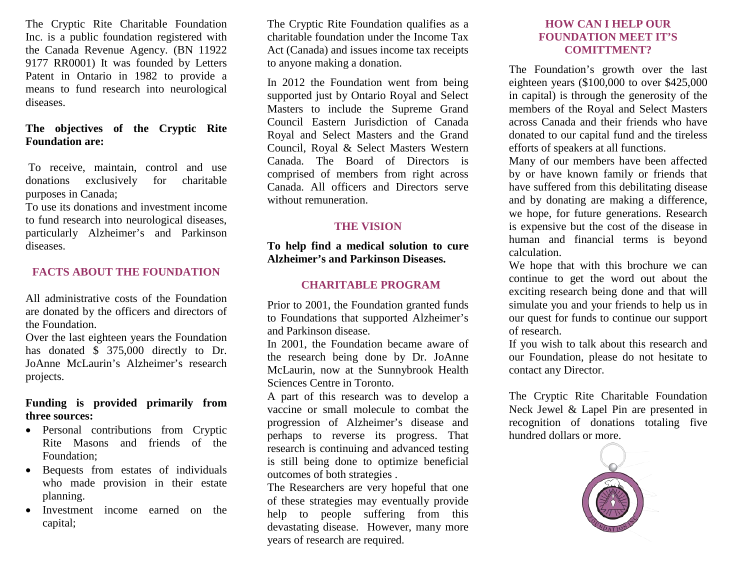The Cryptic Rite Charitable Foundation Inc. is a public foundation registered with the Canada Revenue Agency. (BN 11922 9177 RR0001) It was founded by Letters Patent in Ontario in 1982 to provide a means to fund research into neurological diseases.

**The objectives of the Cryptic Rite Foundation are:**

To receive, maintain, control and use donations exclusively for charitable purposes in Canada;
To use its donations and investment income to fund research into neurological diseases, particularly Alzheimer's and Parkinson diseases.

## FACTS ABOUT THE FOUNDATION

All administrative costs of the Foundation are donated by the officers and directors of the Foundation.
Over the last eighteen years the Foundation has donated $ 375,000 directly to Dr. JoAnne McLaurin's Alzheimer's research projects.

**Funding is provided primarily from three sources:**

- Personal contributions from Cryptic Rite Masons and friends of the Foundation;
- Bequests from estates of individuals who made provision in their estate planning.
- Investment income earned on the capital;

The Cryptic Rite Foundation qualifies as a charitable foundation under the Income Tax Act (Canada) and issues income tax receipts to anyone making a donation.

In 2012 the Foundation went from being supported just by Ontario Royal and Select Masters to include the Supreme Grand Council Eastern Jurisdiction of Canada Royal and Select Masters and the Grand Council, Royal & Select Masters Western Canada. The Board of Directors is comprised of members from right across Canada. All officers and Directors serve without remuneration.

## THE VISION

**To help find a medical solution to cure Alzheimer's and Parkinson Diseases.**

## CHARITABLE PROGRAM

Prior to 2001, the Foundation granted funds to Foundations that supported Alzheimer's and Parkinson disease.
In 2001, the Foundation became aware of the research being done by Dr. JoAnne McLaurin, now at the Sunnybrook Health Sciences Centre in Toronto.
A part of this research was to develop a vaccine or small molecule to combat the progression of Alzheimer's disease and perhaps to reverse its progress. That research is continuing and advanced testing is still being done to optimize beneficial outcomes of both strategies .
The Researchers are very hopeful that one of these strategies may eventually provide help to people suffering from this devastating disease. However, many more years of research are required.

## HOW CAN I HELP OUR FOUNDATION MEET IT'S COMITTMENT?

The Foundation's growth over the last eighteen years ($100,000 to over $425,000 in capital) is through the generosity of the members of the Royal and Select Masters across Canada and their friends who have donated to our capital fund and the tireless efforts of speakers at all functions.
Many of our members have been affected by or have known family or friends that have suffered from this debilitating disease and by donating are making a difference, we hope, for future generations. Research is expensive but the cost of the disease in human and financial terms is beyond calculation.
We hope that with this brochure we can continue to get the word out about the exciting research being done and that will simulate you and your friends to help us in our quest for funds to continue our support of research.
If you wish to talk about this research and our Foundation, please do not hesitate to contact any Director.

The Cryptic Rite Charitable Foundation Neck Jewel & Lapel Pin are presented in recognition of donations totaling five hundred dollars or more.